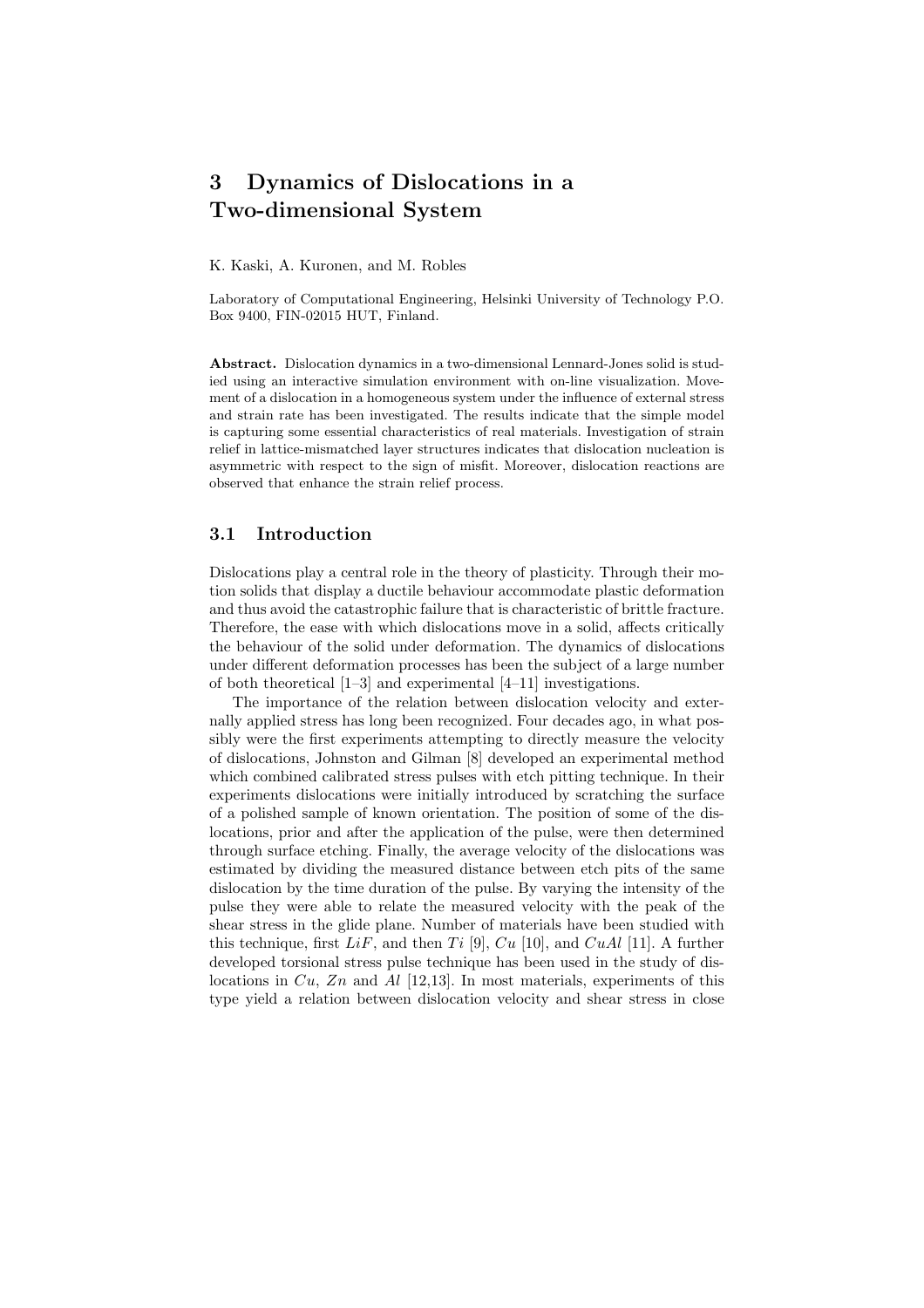# 3 Dynamics of Dislocations in a Two-dimensional System

K. Kaski, A. Kuronen, and M. Robles

Laboratory of Computational Engineering, Helsinki University of Technology P.O. Box 9400, FIN-02015 HUT, Finland.

**Abstract.** Dislocation dynamics in a two-dimensional Lennard-Jones solid is studied using an interactive simulation environment with on-line visualization. Movement of a dislocation in a homogeneous system under the influence of external stress and strain rate has been investigated. The results indicate that the simple model is capturing some essential characteristics of real materials. Investigation of strain relief in lattice-mismatched layer structures indicates that dislocation nucleation is asymmetric with respect to the sign of misfit. Moreover, dislocation reactions are observed that enhance the strain relief process.

## 3.1 Introduction

Dislocations play a central role in the theory of plasticity. Through their motion solids that display a ductile behaviour accommodate plastic deformation and thus avoid the catastrophic failure that is characteristic of brittle fracture. Therefore, the ease with which dislocations move in a solid, affects critically the behaviour of the solid under deformation. The dynamics of dislocations under different deformation processes has been the subject of a large number of both theoretical [1–3] and experimental [4–11] investigations.

The importance of the relation between dislocation velocity and externally applied stress has long been recognized. Four decades ago, in what possibly were the first experiments attempting to directly measure the velocity of dislocations, Johnston and Gilman [8] developed an experimental method which combined calibrated stress pulses with etch pitting technique. In their experiments dislocations were initially introduced by scratching the surface of a polished sample of known orientation. The position of some of the dislocations, prior and after the application of the pulse, were then determined through surface etching. Finally, the average velocity of the dislocations was estimated by dividing the measured distance between etch pits of the same dislocation by the time duration of the pulse. By varying the intensity of the pulse they were able to relate the measured velocity with the peak of the shear stress in the glide plane. Number of materials have been studied with this technique, first $LiF$, and then $Ti$ [9], $Cu$ [10], and $CuAl$ [11]. A further developed torsional stress pulse technique has been used in the study of dislocations in $Cu$, $Zn$ and $Al$ [12,13]. In most materials, experiments of this type yield a relation between dislocation velocity and shear stress in close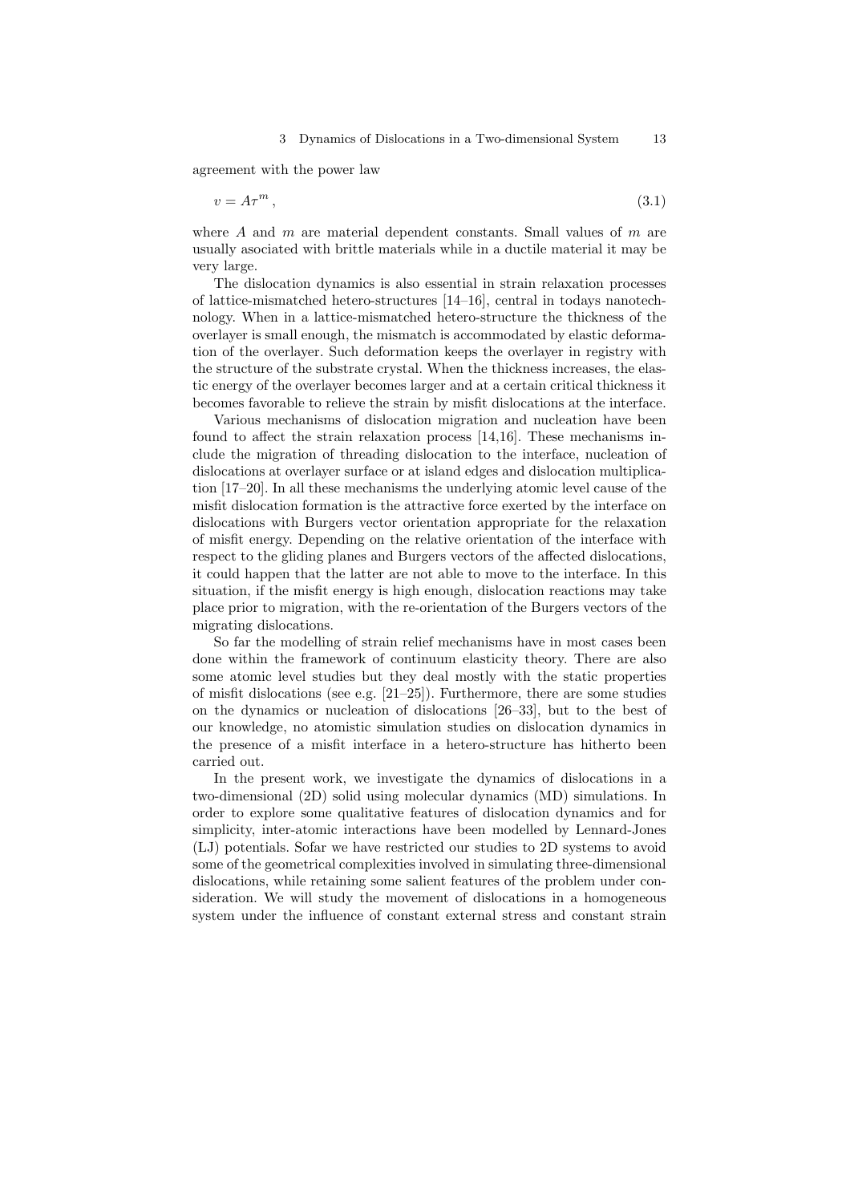agreement with the power law

$$v = A\tau^m , \tag{3.1}$$

where $A$ and $m$ are material dependent constants. Small values of $m$ are usually asociated with brittle materials while in a ductile material it may be very large.

The dislocation dynamics is also essential in strain relaxation processes of lattice-mismatched hetero-structures [14–16], central in todays nanotechnology. When in a lattice-mismatched hetero-structure the thickness of the overlayer is small enough, the mismatch is accommodated by elastic deformation of the overlayer. Such deformation keeps the overlayer in registry with the structure of the substrate crystal. When the thickness increases, the elastic energy of the overlayer becomes larger and at a certain critical thickness it becomes favorable to relieve the strain by misfit dislocations at the interface.

Various mechanisms of dislocation migration and nucleation have been found to affect the strain relaxation process [14,16]. These mechanisms include the migration of threading dislocation to the interface, nucleation of dislocations at overlayer surface or at island edges and dislocation multiplication [17–20]. In all these mechanisms the underlying atomic level cause of the misfit dislocation formation is the attractive force exerted by the interface on dislocations with Burgers vector orientation appropriate for the relaxation of misfit energy. Depending on the relative orientation of the interface with respect to the gliding planes and Burgers vectors of the affected dislocations, it could happen that the latter are not able to move to the interface. In this situation, if the misfit energy is high enough, dislocation reactions may take place prior to migration, with the re-orientation of the Burgers vectors of the migrating dislocations.

So far the modelling of strain relief mechanisms have in most cases been done within the framework of continuum elasticity theory. There are also some atomic level studies but they deal mostly with the static properties of misfit dislocations (see e.g. [21–25]). Furthermore, there are some studies on the dynamics or nucleation of dislocations [26–33], but to the best of our knowledge, no atomistic simulation studies on dislocation dynamics in the presence of a misfit interface in a hetero-structure has hitherto been carried out.

In the present work, we investigate the dynamics of dislocations in a two-dimensional (2D) solid using molecular dynamics (MD) simulations. In order to explore some qualitative features of dislocation dynamics and for simplicity, inter-atomic interactions have been modelled by Lennard-Jones (LJ) potentials. Sofar we have restricted our studies to 2D systems to avoid some of the geometrical complexities involved in simulating three-dimensional dislocations, while retaining some salient features of the problem under consideration. We will study the movement of dislocations in a homogeneous system under the influence of constant external stress and constant strain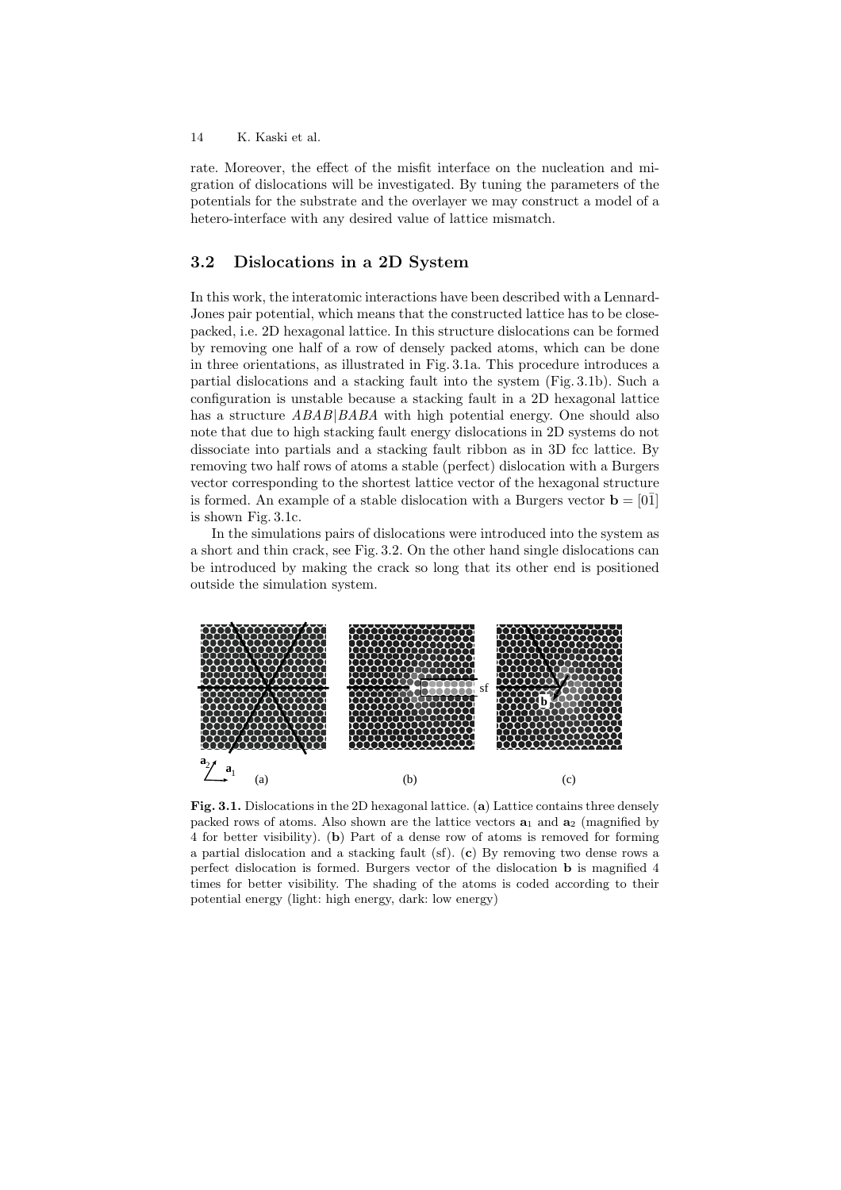rate. Moreover, the effect of the misfit interface on the nucleation and migration of dislocations will be investigated. By tuning the parameters of the potentials for the substrate and the overlayer we may construct a model of a hetero-interface with any desired value of lattice mismatch.

## 3.2 Dislocations in a 2D System

In this work, the interatomic interactions have been described with a Lennard-Jones pair potential, which means that the constructed lattice has to be close-packed, i.e. 2D hexagonal lattice. In this structure dislocations can be formed by removing one half of a row of densely packed atoms, which can be done in three orientations, as illustrated in Fig. 3.1a. This procedure introduces a partial dislocations and a stacking fault into the system (Fig. 3.1b). Such a configuration is unstable because a stacking fault in a 2D hexagonal lattice has a structure $ABAB|BABA$ with high potential energy. One should also note that due to high stacking fault energy dislocations in 2D systems do not dissociate into partials and a stacking fault ribbon as in 3D fcc lattice. By removing two half rows of atoms a stable (perfect) dislocation with a Burgers vector corresponding to the shortest lattice vector of the hexagonal structure is formed. An example of a stable dislocation with a Burgers vector $\mathbf{b} = [0\bar{1}]$ is shown Fig. 3.1c.

In the simulations pairs of dislocations were introduced into the system as a short and thin crack, see Fig. 3.2. On the other hand single dislocations can be introduced by making the crack so long that its other end is positioned outside the simulation system.

**Fig. 3.1.** Dislocations in the 2D hexagonal lattice. (**a**) Lattice contains three densely packed rows of atoms. Also shown are the lattice vectors $\mathbf{a}_1$ and $\mathbf{a}_2$ (magnified by 4 for better visibility). (**b**) Part of a dense row of atoms is removed for forming a partial dislocation and a stacking fault (sf). (**c**) By removing two dense rows a perfect dislocation is formed. Burgers vector of the dislocation **b** is magnified 4 times for better visibility. The shading of the atoms is coded according to their potential energy (light: high energy, dark: low energy)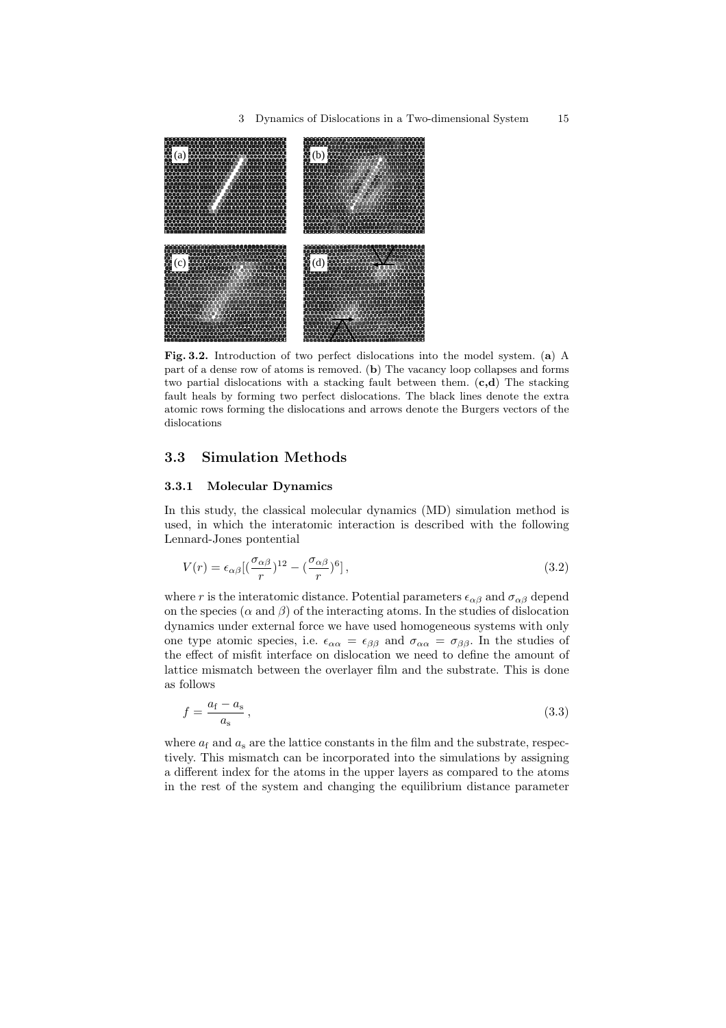**Fig. 3.2.** Introduction of two perfect dislocations into the model system. (**a**) A part of a dense row of atoms is removed. (**b**) The vacancy loop collapses and forms two partial dislocations with a stacking fault between them. (**c,d**) The stacking fault heals by forming two perfect dislocations. The black lines denote the extra atomic rows forming the dislocations and arrows denote the Burgers vectors of the dislocations

## 3.3 Simulation Methods

### 3.3.1 Molecular Dynamics

In this study, the classical molecular dynamics (MD) simulation method is used, in which the interatomic interaction is described with the following Lennard-Jones pontential

$$V(r) = \epsilon_{\alpha\beta}[(\frac{\sigma_{\alpha\beta}}{r})^{12} - (\frac{\sigma_{\alpha\beta}}{r})^{6}]\,, \tag{3.2}$$

where $r$ is the interatomic distance. Potential parameters $\epsilon_{\alpha\beta}$ and $\sigma_{\alpha\beta}$ depend on the species ($\alpha$ and $\beta$) of the interacting atoms. In the studies of dislocation dynamics under external force we have used homogeneous systems with only one type atomic species, i.e. $\epsilon_{\alpha\alpha} = \epsilon_{\beta\beta}$ and $\sigma_{\alpha\alpha} = \sigma_{\beta\beta}$. In the studies of the effect of misfit interface on dislocation we need to define the amount of lattice mismatch between the overlayer film and the substrate. This is done as follows

$$f = \frac{a_{\mathrm{f}} - a_{\mathrm{s}}}{a_{\mathrm{s}}}\,, \tag{3.3}$$

where $a_{\mathrm{f}}$ and $a_{\mathrm{s}}$ are the lattice constants in the film and the substrate, respectively. This mismatch can be incorporated into the simulations by assigning a different index for the atoms in the upper layers as compared to the atoms in the rest of the system and changing the equilibrium distance parameter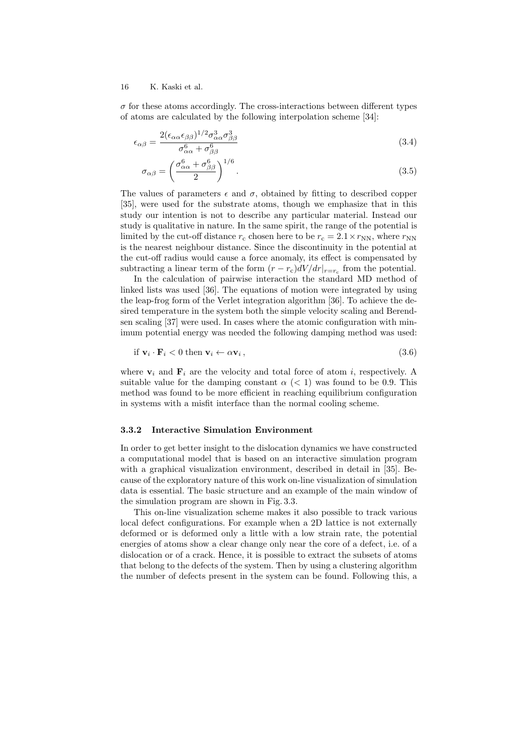$\sigma$ for these atoms accordingly. The cross-interactions between different types of atoms are calculated by the following interpolation scheme [34]:

$$\epsilon_{\alpha\beta} = \frac{2(\epsilon_{\alpha\alpha}\epsilon_{\beta\beta})^{1/2}\sigma_{\alpha\alpha}^3\sigma_{\beta\beta}^3}{\sigma_{\alpha\alpha}^6 + \sigma_{\beta\beta}^6} \tag{3.4}$$

$$\sigma_{\alpha\beta} = \left(\frac{\sigma_{\alpha\alpha}^6 + \sigma_{\beta\beta}^6}{2}\right)^{1/6} . \tag{3.5}$$

The values of parameters $\epsilon$ and $\sigma$, obtained by fitting to described copper [35], were used for the substrate atoms, though we emphasize that in this study our intention is not to describe any particular material. Instead our study is qualitative in nature. In the same spirit, the range of the potential is limited by the cut-off distance $r_c$ chosen here to be $r_c = 2.1 \times r_{\mathrm{NN}}$, where $r_{\mathrm{NN}}$ is the nearest neighbour distance. Since the discontinuity in the potential at the cut-off radius would cause a force anomaly, its effect is compensated by subtracting a linear term of the form $(r - r_c)dV/dr|_{r=r_c}$ from the potential.

In the calculation of pairwise interaction the standard MD method of linked lists was used [36]. The equations of motion were integrated by using the leap-frog form of the Verlet integration algorithm [36]. To achieve the desired temperature in the system both the simple velocity scaling and Berendsen scaling [37] were used. In cases where the atomic configuration with minimum potential energy was needed the following damping method was used:

$$\text{if } \mathbf{v}_i \cdot \mathbf{F}_i < 0 \text{ then } \mathbf{v}_i \leftarrow \alpha \mathbf{v}_i \, , \tag{3.6}$$

where $\mathbf{v}_i$ and $\mathbf{F}_i$ are the velocity and total force of atom $i$, respectively. A suitable value for the damping constant $\alpha$ $(< 1)$ was found to be 0.9. This method was found to be more efficient in reaching equilibrium configuration in systems with a misfit interface than the normal cooling scheme.

### 3.3.2 Interactive Simulation Environment

In order to get better insight to the dislocation dynamics we have constructed a computational model that is based on an interactive simulation program with a graphical visualization environment, described in detail in [35]. Because of the exploratory nature of this work on-line visualization of simulation data is essential. The basic structure and an example of the main window of the simulation program are shown in Fig. 3.3.

This on-line visualization scheme makes it also possible to track various local defect configurations. For example when a 2D lattice is not externally deformed or is deformed only a little with a low strain rate, the potential energies of atoms show a clear change only near the core of a defect, i.e. of a dislocation or of a crack. Hence, it is possible to extract the subsets of atoms that belong to the defects of the system. Then by using a clustering algorithm the number of defects present in the system can be found. Following this, a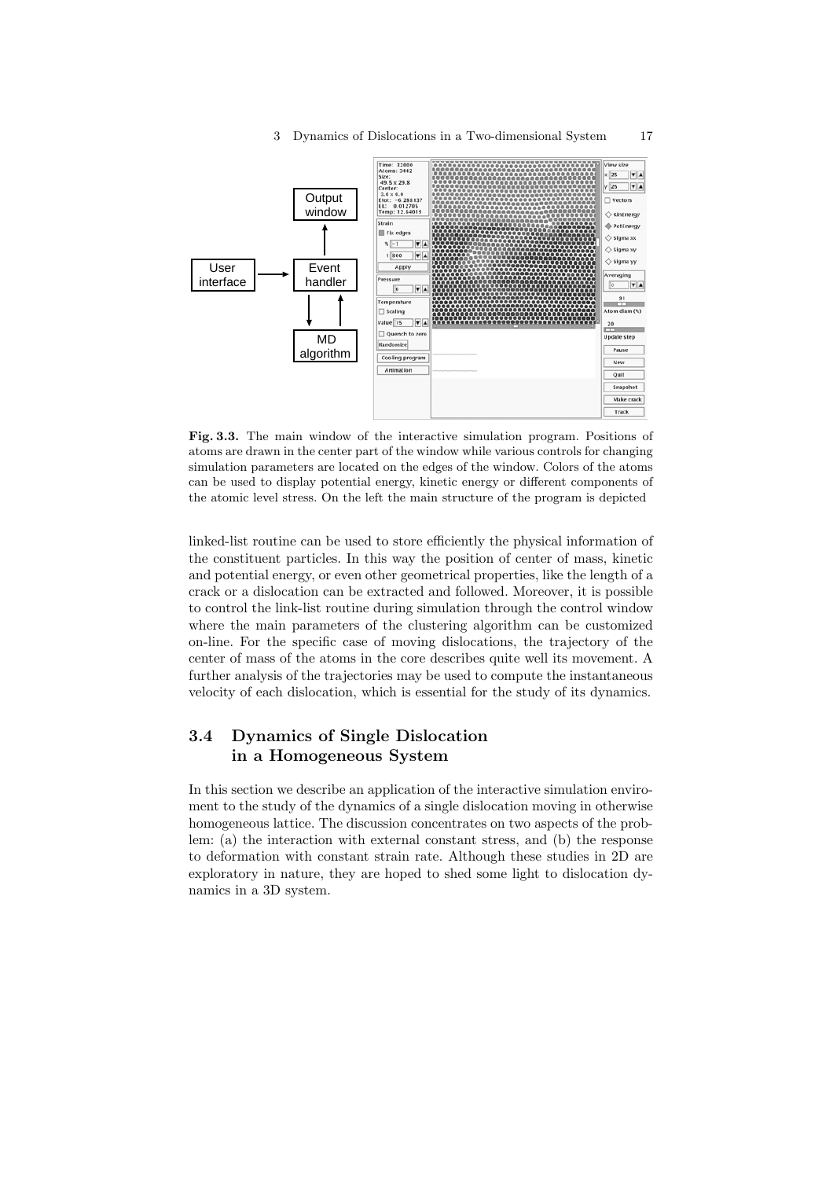**Fig. 3.3.** The main window of the interactive simulation program. Positions of atoms are drawn in the center part of the window while various controls for changing simulation parameters are located on the edges of the window. Colors of the atoms can be used to display potential energy, kinetic energy or different components of the atomic level stress. On the left the main structure of the program is depicted

linked-list routine can be used to store efficiently the physical information of the constituent particles. In this way the position of center of mass, kinetic and potential energy, or even other geometrical properties, like the length of a crack or a dislocation can be extracted and followed. Moreover, it is possible to control the link-list routine during simulation through the control window where the main parameters of the clustering algorithm can be customized on-line. For the specific case of moving dislocations, the trajectory of the center of mass of the atoms in the core describes quite well its movement. A further analysis of the trajectories may be used to compute the instantaneous velocity of each dislocation, which is essential for the study of its dynamics.

## 3.4 Dynamics of Single Dislocation in a Homogeneous System

In this section we describe an application of the interactive simulation environment to the study of the dynamics of a single dislocation moving in otherwise homogeneous lattice. The discussion concentrates on two aspects of the problem: (a) the interaction with external constant stress, and (b) the response to deformation with constant strain rate. Although these studies in 2D are exploratory in nature, they are hoped to shed some light to dislocation dynamics in a 3D system.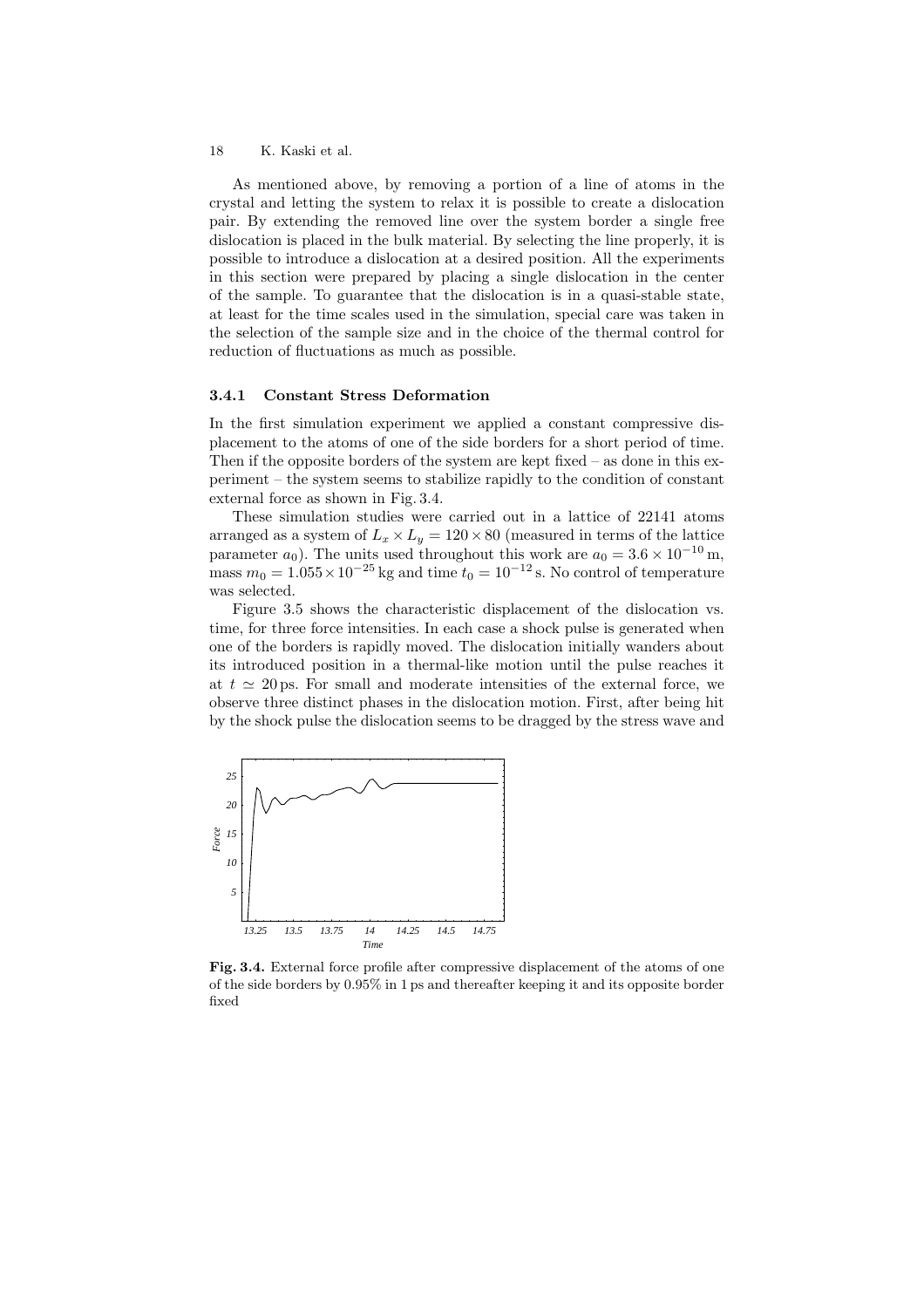As mentioned above, by removing a portion of a line of atoms in the crystal and letting the system to relax it is possible to create a dislocation pair. By extending the removed line over the system border a single free dislocation is placed in the bulk material. By selecting the line properly, it is possible to introduce a dislocation at a desired position. All the experiments in this section were prepared by placing a single dislocation in the center of the sample. To guarantee that the dislocation is in a quasi-stable state, at least for the time scales used in the simulation, special care was taken in the selection of the sample size and in the choice of the thermal control for reduction of fluctuations as much as possible.

### 3.4.1 Constant Stress Deformation

In the first simulation experiment we applied a constant compressive displacement to the atoms of one of the side borders for a short period of time. Then if the opposite borders of the system are kept fixed – as done in this experiment – the system seems to stabilize rapidly to the condition of constant external force as shown in Fig. 3.4.

These simulation studies were carried out in a lattice of 22141 atoms arranged as a system of $L_x \times L_y = 120 \times 80$ (measured in terms of the lattice parameter $a_0$). The units used throughout this work are $a_0 = 3.6 \times 10^{-10}$ m, mass $m_0 = 1.055 \times 10^{-25}$ kg and time $t_0 = 10^{-12}$ s. No control of temperature was selected.

Figure 3.5 shows the characteristic displacement of the dislocation vs. time, for three force intensities. In each case a shock pulse is generated when one of the borders is rapidly moved. The dislocation initially wanders about its introduced position in a thermal-like motion until the pulse reaches it at $t \simeq 20$ ps. For small and moderate intensities of the external force, we observe three distinct phases in the dislocation motion. First, after being hit by the shock pulse the dislocation seems to be dragged by the stress wave and

**Fig. 3.4.** External force profile after compressive displacement of the atoms of one of the side borders by 0.95% in 1 ps and thereafter keeping it and its opposite border fixed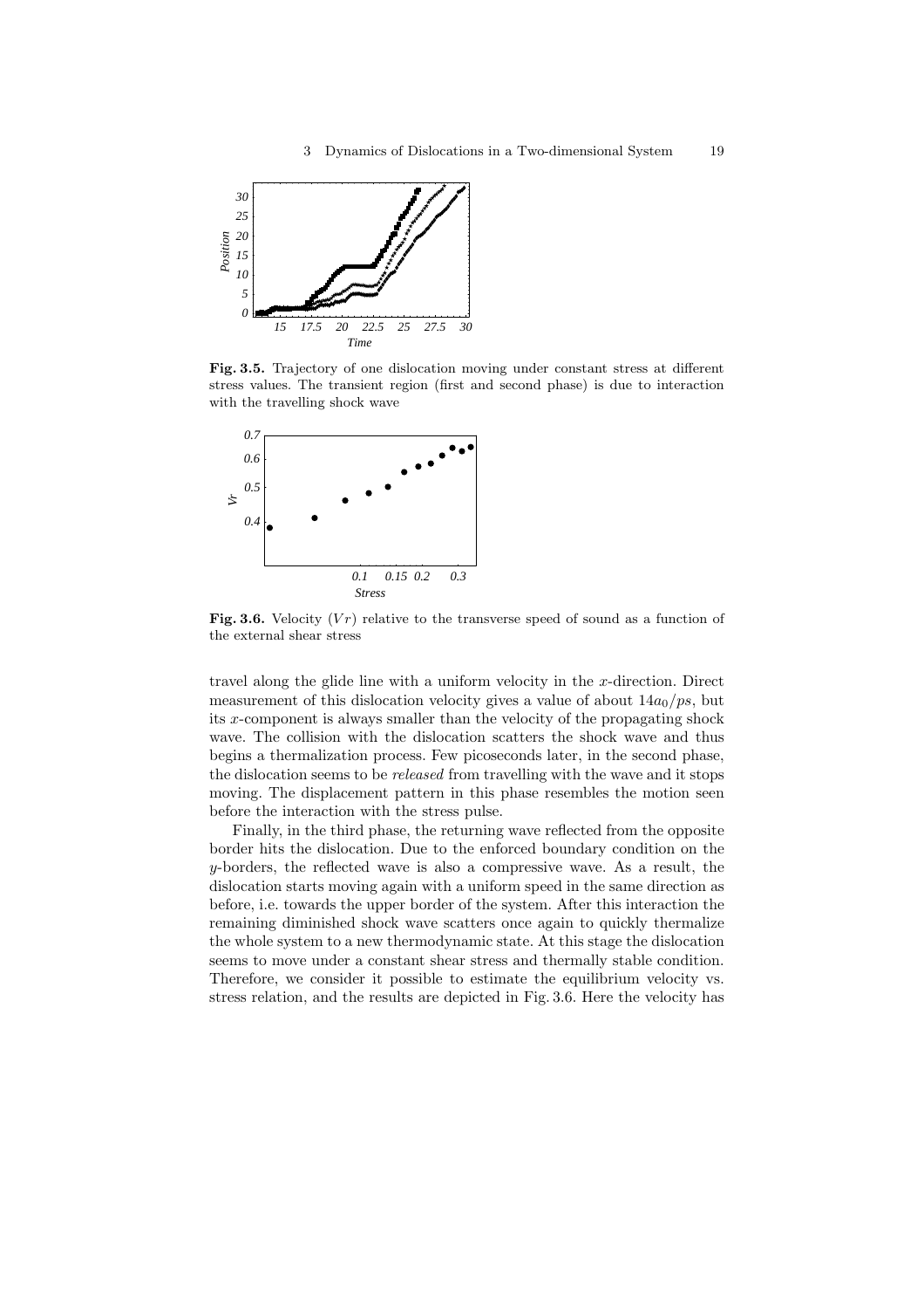**Fig. 3.5.** Trajectory of one dislocation moving under constant stress at different stress values. The transient region (first and second phase) is due to interaction with the travelling shock wave

**Fig. 3.6.** Velocity ($Vr$) relative to the transverse speed of sound as a function of the external shear stress

travel along the glide line with a uniform velocity in the $x$-direction. Direct measurement of this dislocation velocity gives a value of about $14a_0/ps$, but its $x$-component is always smaller than the velocity of the propagating shock wave. The collision with the dislocation scatters the shock wave and thus begins a thermalization process. Few picoseconds later, in the second phase, the dislocation seems to be *released* from travelling with the wave and it stops moving. The displacement pattern in this phase resembles the motion seen before the interaction with the stress pulse.

Finally, in the third phase, the returning wave reflected from the opposite border hits the dislocation. Due to the enforced boundary condition on the $y$-borders, the reflected wave is also a compressive wave. As a result, the dislocation starts moving again with a uniform speed in the same direction as before, i.e. towards the upper border of the system. After this interaction the remaining diminished shock wave scatters once again to quickly thermalize the whole system to a new thermodynamic state. At this stage the dislocation seems to move under a constant shear stress and thermally stable condition. Therefore, we consider it possible to estimate the equilibrium velocity vs. stress relation, and the results are depicted in Fig. 3.6. Here the velocity has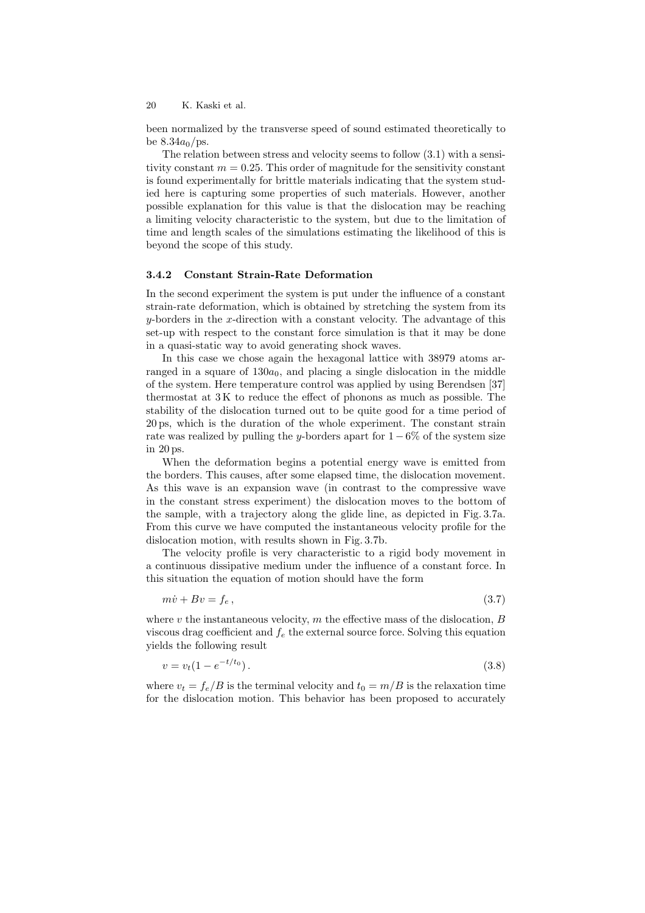been normalized by the transverse speed of sound estimated theoretically to be $8.34 a_0/\mathrm{ps}$.

The relation between stress and velocity seems to follow (3.1) with a sensitivity constant $m = 0.25$. This order of magnitude for the sensitivity constant is found experimentally for brittle materials indicating that the system studied here is capturing some properties of such materials. However, another possible explanation for this value is that the dislocation may be reaching a limiting velocity characteristic to the system, but due to the limitation of time and length scales of the simulations estimating the likelihood of this is beyond the scope of this study.

### 3.4.2 Constant Strain-Rate Deformation

In the second experiment the system is put under the influence of a constant strain-rate deformation, which is obtained by stretching the system from its $y$-borders in the $x$-direction with a constant velocity. The advantage of this set-up with respect to the constant force simulation is that it may be done in a quasi-static way to avoid generating shock waves.

In this case we chose again the hexagonal lattice with 38979 atoms arranged in a square of $130 a_0$, and placing a single dislocation in the middle of the system. Here temperature control was applied by using Berendsen [37] thermostat at 3 K to reduce the effect of phonons as much as possible. The stability of the dislocation turned out to be quite good for a time period of 20 ps, which is the duration of the whole experiment. The constant strain rate was realized by pulling the $y$-borders apart for $1-6\%$ of the system size in 20 ps.

When the deformation begins a potential energy wave is emitted from the borders. This causes, after some elapsed time, the dislocation movement. As this wave is an expansion wave (in contrast to the compressive wave in the constant stress experiment) the dislocation moves to the bottom of the sample, with a trajectory along the glide line, as depicted in Fig. 3.7a. From this curve we have computed the instantaneous velocity profile for the dislocation motion, with results shown in Fig. 3.7b.

The velocity profile is very characteristic to a rigid body movement in a continuous dissipative medium under the influence of a constant force. In this situation the equation of motion should have the form

$$m\dot{v} + Bv = f_e \,, \tag{3.7}$$

where $v$ the instantaneous velocity, $m$ the effective mass of the dislocation, $B$ viscous drag coefficient and $f_e$ the external source force. Solving this equation yields the following result

$$v = v_t(1 - e^{-t/t_0}) \,. \tag{3.8}$$

where $v_t = f_e/B$ is the terminal velocity and $t_0 = m/B$ is the relaxation time for the dislocation motion. This behavior has been proposed to accurately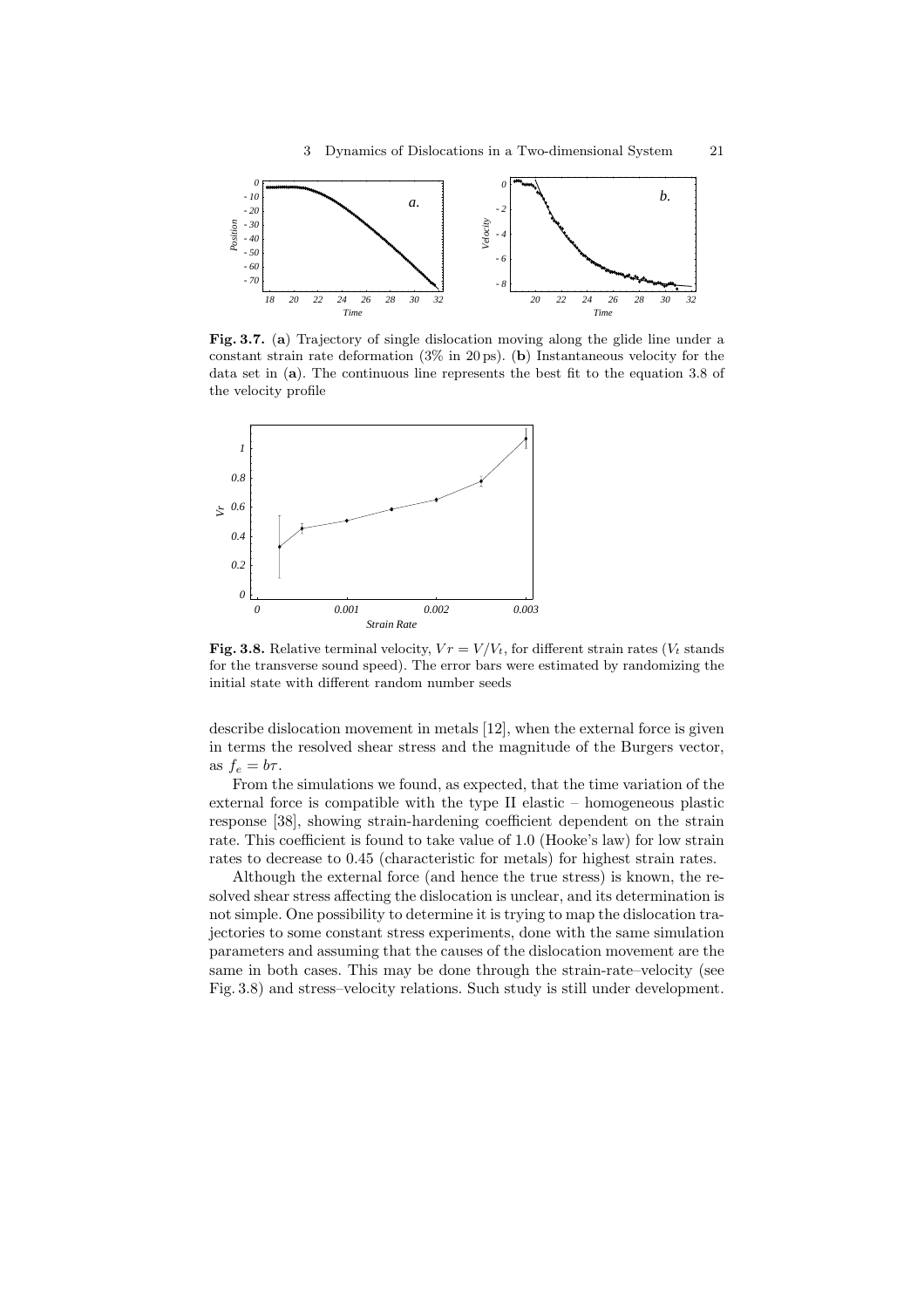**Fig. 3.7.** (**a**) Trajectory of single dislocation moving along the glide line under a constant strain rate deformation (3% in 20 ps). (**b**) Instantaneous velocity for the data set in (**a**). The continuous line represents the best fit to the equation 3.8 of the velocity profile

**Fig. 3.8.** Relative terminal velocity, $Vr = V/V_t$, for different strain rates ($V_t$ stands for the transverse sound speed). The error bars were estimated by randomizing the initial state with different random number seeds

describe dislocation movement in metals [12], when the external force is given in terms the resolved shear stress and the magnitude of the Burgers vector, as $f_e = b\tau$.

From the simulations we found, as expected, that the time variation of the external force is compatible with the type II elastic – homogeneous plastic response [38], showing strain-hardening coefficient dependent on the strain rate. This coefficient is found to take value of 1.0 (Hooke's law) for low strain rates to decrease to 0.45 (characteristic for metals) for highest strain rates.

Although the external force (and hence the true stress) is known, the resolved shear stress affecting the dislocation is unclear, and its determination is not simple. One possibility to determine it is trying to map the dislocation trajectories to some constant stress experiments, done with the same simulation parameters and assuming that the causes of the dislocation movement are the same in both cases. This may be done through the strain-rate–velocity (see Fig. 3.8) and stress–velocity relations. Such study is still under development.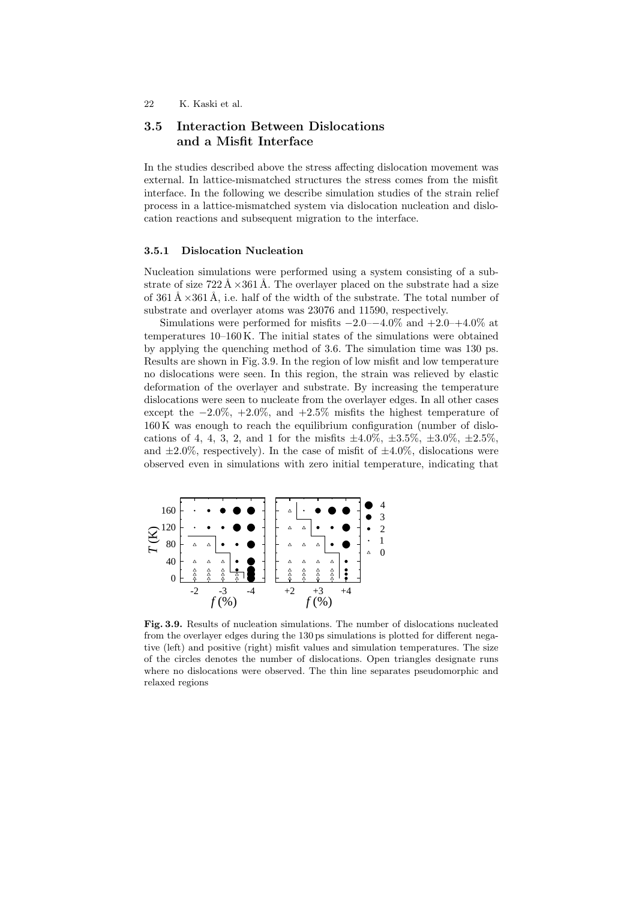## 3.5 Interaction Between Dislocations and a Misfit Interface

In the studies described above the stress affecting dislocation movement was external. In lattice-mismatched structures the stress comes from the misfit interface. In the following we describe simulation studies of the strain relief process in a lattice-mismatched system via dislocation nucleation and dislocation reactions and subsequent migration to the interface.

### 3.5.1 Dislocation Nucleation

Nucleation simulations were performed using a system consisting of a substrate of size 722 Å ×361 Å. The overlayer placed on the substrate had a size of 361 Å ×361 Å, i.e. half of the width of the substrate. The total number of substrate and overlayer atoms was 23076 and 11590, respectively.

Simulations were performed for misfits −2.0–−4.0% and +2.0–+4.0% at temperatures 10–160 K. The initial states of the simulations were obtained by applying the quenching method of 3.6. The simulation time was 130 ps. Results are shown in Fig. 3.9. In the region of low misfit and low temperature no dislocations were seen. In this region, the strain was relieved by elastic deformation of the overlayer and substrate. By increasing the temperature dislocations were seen to nucleate from the overlayer edges. In all other cases except the −2.0%, +2.0%, and +2.5% misfits the highest temperature of 160 K was enough to reach the equilibrium configuration (number of dislocations of 4, 4, 3, 2, and 1 for the misfits ±4.0%, ±3.5%, ±3.0%, ±2.5%, and ±2.0%, respectively). In the case of misfit of ±4.0%, dislocations were observed even in simulations with zero initial temperature, indicating that

**Fig. 3.9.** Results of nucleation simulations. The number of dislocations nucleated from the overlayer edges during the 130 ps simulations is plotted for different negative (left) and positive (right) misfit values and simulation temperatures. The size of the circles denotes the number of dislocations. Open triangles designate runs where no dislocations were observed. The thin line separates pseudomorphic and relaxed regions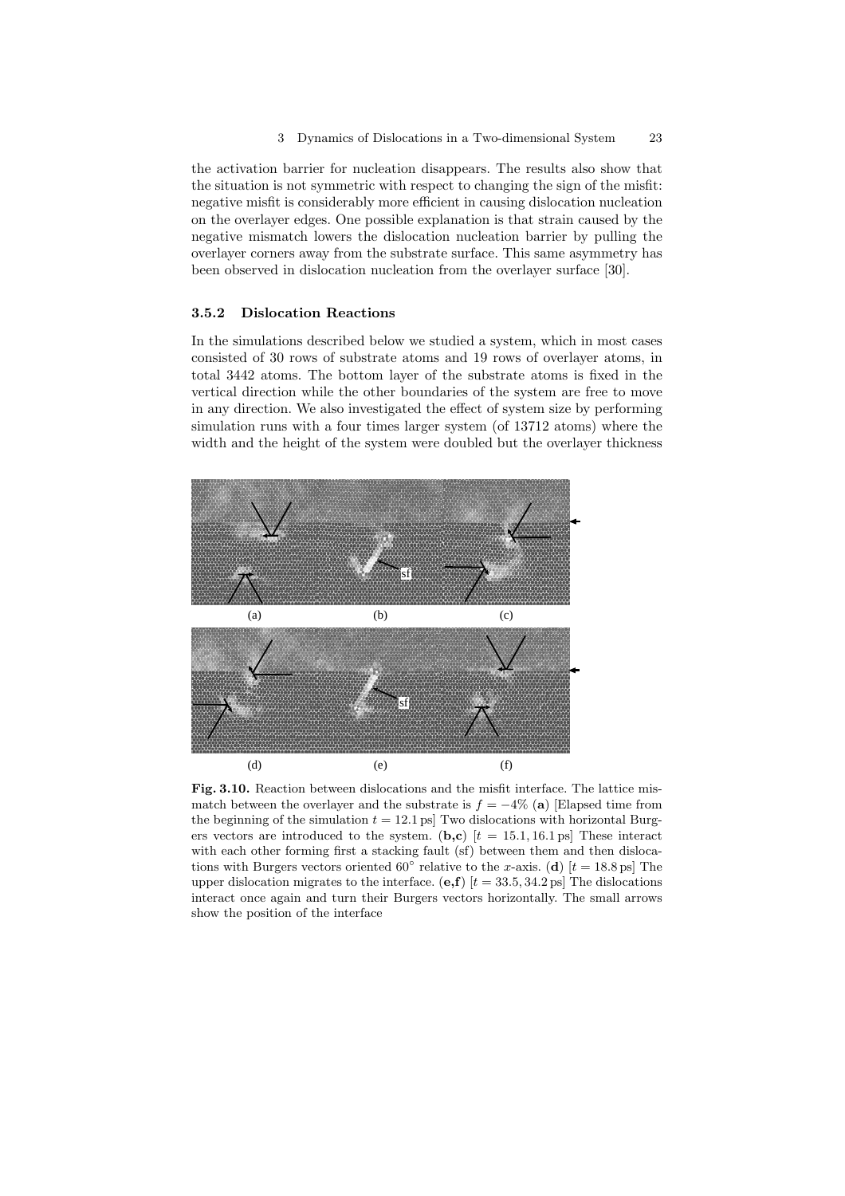the activation barrier for nucleation disappears. The results also show that the situation is not symmetric with respect to changing the sign of the misfit: negative misfit is considerably more efficient in causing dislocation nucleation on the overlayer edges. One possible explanation is that strain caused by the negative mismatch lowers the dislocation nucleation barrier by pulling the overlayer corners away from the substrate surface. This same asymmetry has been observed in dislocation nucleation from the overlayer surface [30].

### 3.5.2 Dislocation Reactions

In the simulations described below we studied a system, which in most cases consisted of 30 rows of substrate atoms and 19 rows of overlayer atoms, in total 3442 atoms. The bottom layer of the substrate atoms is fixed in the vertical direction while the other boundaries of the system are free to move in any direction. We also investigated the effect of system size by performing simulation runs with a four times larger system (of 13712 atoms) where the width and the height of the system were doubled but the overlayer thickness

**Fig. 3.10.** Reaction between dislocations and the misfit interface. The lattice mismatch between the overlayer and the substrate is $f = -4\%$ (**a**) [Elapsed time from the beginning of the simulation $t = 12.1$ ps] Two dislocations with horizontal Burgers vectors are introduced to the system. (**b,c**) [$t = 15.1, 16.1$ ps] These interact with each other forming first a stacking fault (sf) between them and then dislocations with Burgers vectors oriented $60^\circ$ relative to the $x$-axis. (**d**) [$t = 18.8$ ps] The upper dislocation migrates to the interface. (**e,f**) [$t = 33.5, 34.2$ ps] The dislocations interact once again and turn their Burgers vectors horizontally. The small arrows show the position of the interface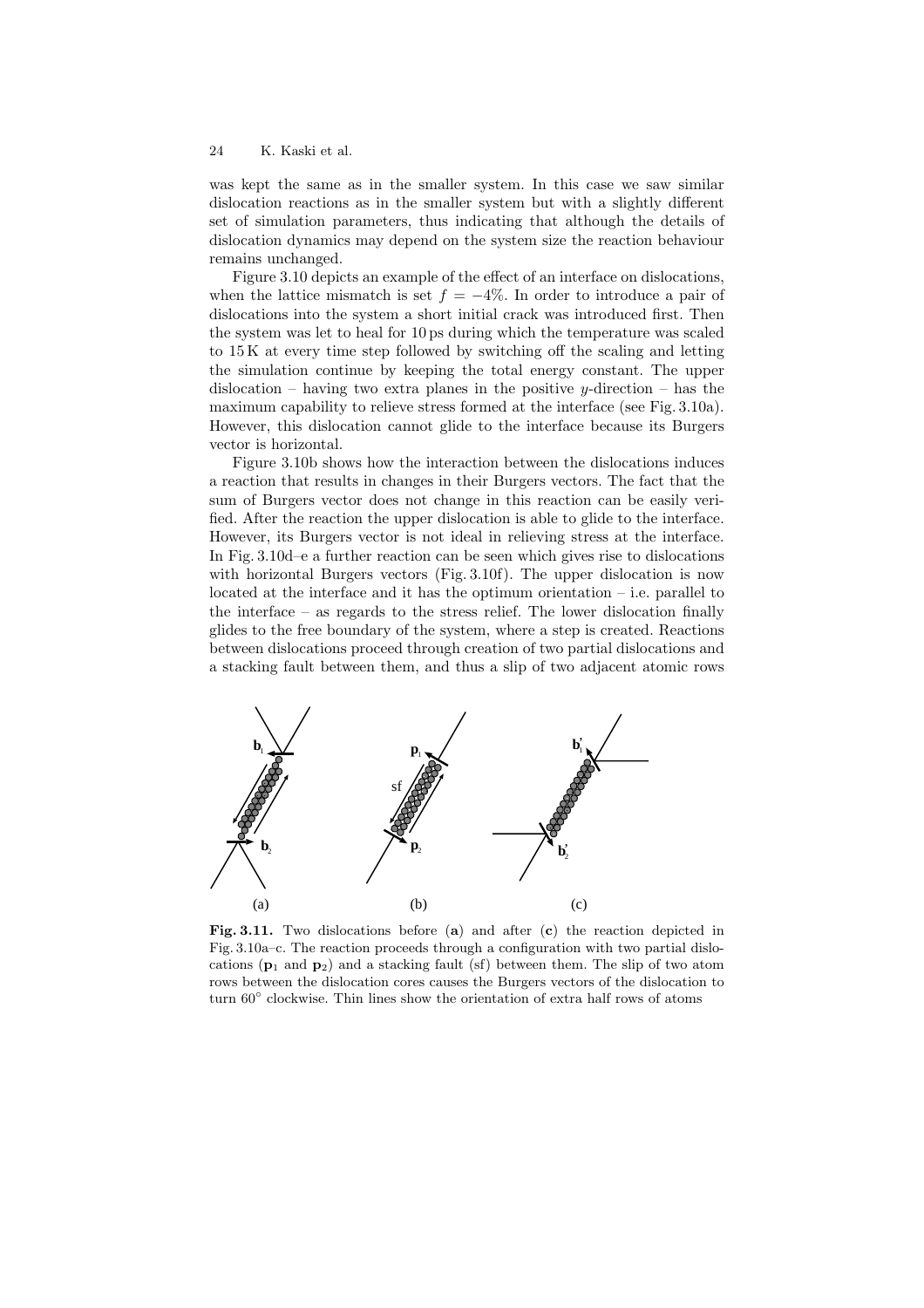was kept the same as in the smaller system. In this case we saw similar dislocation reactions as in the smaller system but with a slightly different set of simulation parameters, thus indicating that although the details of dislocation dynamics may depend on the system size the reaction behaviour remains unchanged.

Figure 3.10 depicts an example of the effect of an interface on dislocations, when the lattice mismatch is set $f = -4\%$. In order to introduce a pair of dislocations into the system a short initial crack was introduced first. Then the system was let to heal for 10 ps during which the temperature was scaled to 15 K at every time step followed by switching off the scaling and letting the simulation continue by keeping the total energy constant. The upper dislocation – having two extra planes in the positive $y$-direction – has the maximum capability to relieve stress formed at the interface (see Fig. 3.10a). However, this dislocation cannot glide to the interface because its Burgers vector is horizontal.

Figure 3.10b shows how the interaction between the dislocations induces a reaction that results in changes in their Burgers vectors. The fact that the sum of Burgers vector does not change in this reaction can be easily verified. After the reaction the upper dislocation is able to glide to the interface. However, its Burgers vector is not ideal in relieving stress at the interface. In Fig. 3.10d–e a further reaction can be seen which gives rise to dislocations with horizontal Burgers vectors (Fig. 3.10f). The upper dislocation is now located at the interface and it has the optimum orientation – i.e. parallel to the interface – as regards to the stress relief. The lower dislocation finally glides to the free boundary of the system, where a step is created. Reactions between dislocations proceed through creation of two partial dislocations and a stacking fault between them, and thus a slip of two adjacent atomic rows

**Fig. 3.11.** Two dislocations before (**a**) and after (**c**) the reaction depicted in Fig. 3.10a–c. The reaction proceeds through a configuration with two partial dislocations ($\mathbf{p}_1$ and $\mathbf{p}_2$) and a stacking fault (sf) between them. The slip of two atom rows between the dislocation cores causes the Burgers vectors of the dislocation to turn 60° clockwise. Thin lines show the orientation of extra half rows of atoms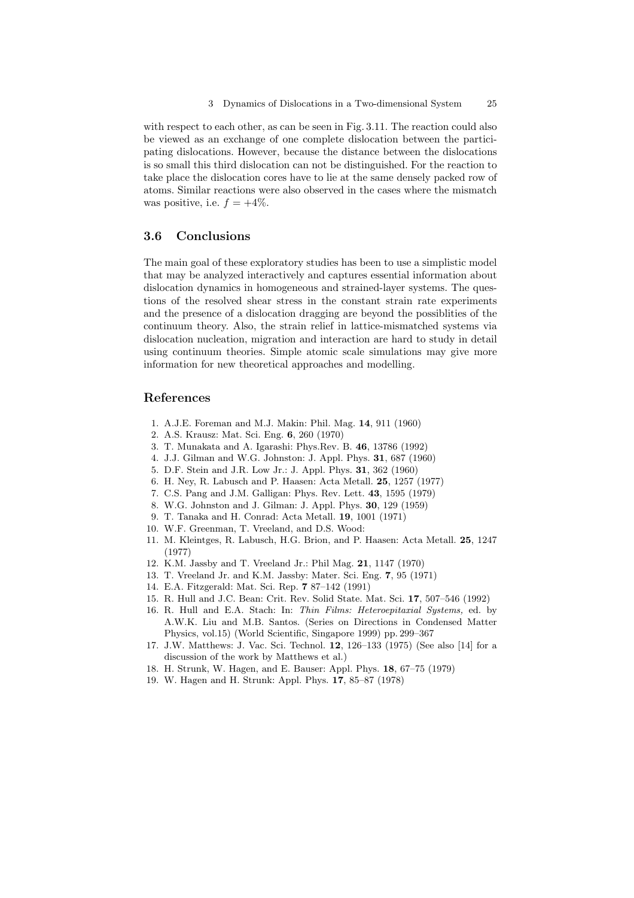with respect to each other, as can be seen in Fig. 3.11. The reaction could also be viewed as an exchange of one complete dislocation between the participating dislocations. However, because the distance between the dislocations is so small this third dislocation can not be distinguished. For the reaction to take place the dislocation cores have to lie at the same densely packed row of atoms. Similar reactions were also observed in the cases where the mismatch was positive, i.e. $f = +4\%$.

## 3.6 Conclusions

The main goal of these exploratory studies has been to use a simplistic model that may be analyzed interactively and captures essential information about dislocation dynamics in homogeneous and strained-layer systems. The questions of the resolved shear stress in the constant strain rate experiments and the presence of a dislocation dragging are beyond the possiblities of the continuum theory. Also, the strain relief in lattice-mismatched systems via dislocation nucleation, migration and interaction are hard to study in detail using continuum theories. Simple atomic scale simulations may give more information for new theoretical approaches and modelling.

## References

1. A.J.E. Foreman and M.J. Makin: Phil. Mag. **14**, 911 (1960)
2. A.S. Krausz: Mat. Sci. Eng. **6**, 260 (1970)
3. T. Munakata and A. Igarashi: Phys.Rev. B. **46**, 13786 (1992)
4. J.J. Gilman and W.G. Johnston: J. Appl. Phys. **31**, 687 (1960)
5. D.F. Stein and J.R. Low Jr.: J. Appl. Phys. **31**, 362 (1960)
6. H. Ney, R. Labusch and P. Haasen: Acta Metall. **25**, 1257 (1977)
7. C.S. Pang and J.M. Galligan: Phys. Rev. Lett. **43**, 1595 (1979)
8. W.G. Johnston and J. Gilman: J. Appl. Phys. **30**, 129 (1959)
9. T. Tanaka and H. Conrad: Acta Metall. **19**, 1001 (1971)
10. W.F. Greenman, T. Vreeland, and D.S. Wood:
11. M. Kleintges, R. Labusch, H.G. Brion, and P. Haasen: Acta Metall. **25**, 1247 (1977)
12. K.M. Jassby and T. Vreeland Jr.: Phil Mag. **21**, 1147 (1970)
13. T. Vreeland Jr. and K.M. Jassby: Mater. Sci. Eng. **7**, 95 (1971)
14. E.A. Fitzgerald: Mat. Sci. Rep. **7** 87–142 (1991)
15. R. Hull and J.C. Bean: Crit. Rev. Solid State. Mat. Sci. **17**, 507–546 (1992)
16. R. Hull and E.A. Stach: In: *Thin Films: Heteroepitaxial Systems,* ed. by A.W.K. Liu and M.B. Santos. (Series on Directions in Condensed Matter Physics, vol.15) (World Scientific, Singapore 1999) pp. 299–367
17. J.W. Matthews: J. Vac. Sci. Technol. **12**, 126–133 (1975) (See also [14] for a discussion of the work by Matthews et al.)
18. H. Strunk, W. Hagen, and E. Bauser: Appl. Phys. **18**, 67–75 (1979)
19. W. Hagen and H. Strunk: Appl. Phys. **17**, 85–87 (1978)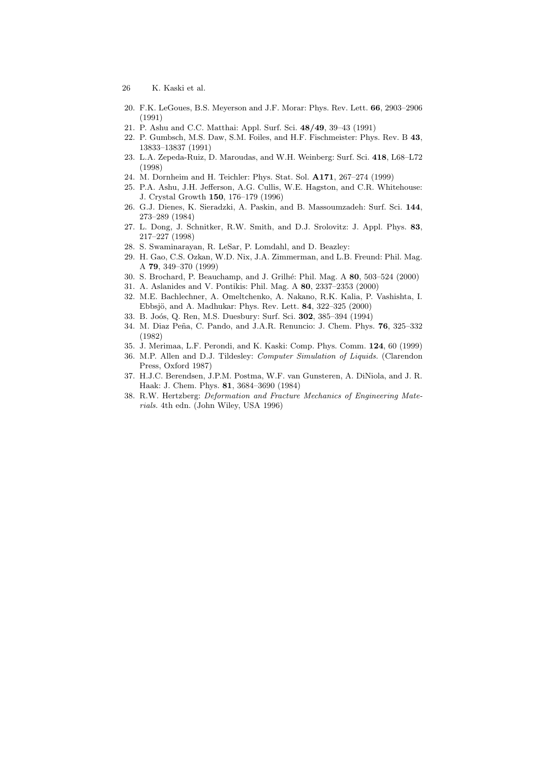20. F.K. LeGoues, B.S. Meyerson and J.F. Morar: Phys. Rev. Lett. **66**, 2903–2906 (1991)
21. P. Ashu and C.C. Matthai: Appl. Surf. Sci. **48/49**, 39–43 (1991)
22. P. Gumbsch, M.S. Daw, S.M. Foiles, and H.F. Fischmeister: Phys. Rev. B **43**, 13833–13837 (1991)
23. L.A. Zepeda-Ruiz, D. Maroudas, and W.H. Weinberg: Surf. Sci. **418**, L68–L72 (1998)
24. M. Dornheim and H. Teichler: Phys. Stat. Sol. **A171**, 267–274 (1999)
25. P.A. Ashu, J.H. Jefferson, A.G. Cullis, W.E. Hagston, and C.R. Whitehouse: J. Crystal Growth **150**, 176–179 (1996)
26. G.J. Dienes, K. Sieradzki, A. Paskin, and B. Massoumzadeh: Surf. Sci. **144**, 273–289 (1984)
27. L. Dong, J. Schnitker, R.W. Smith, and D.J. Srolovitz: J. Appl. Phys. **83**, 217–227 (1998)
28. S. Swaminarayan, R. LeSar, P. Lomdahl, and D. Beazley:
29. H. Gao, C.S. Ozkan, W.D. Nix, J.A. Zimmerman, and L.B. Freund: Phil. Mag. A **79**, 349–370 (1999)
30. S. Brochard, P. Beauchamp, and J. Grilhé: Phil. Mag. A **80**, 503–524 (2000)
31. A. Aslanides and V. Pontikis: Phil. Mag. A **80**, 2337–2353 (2000)
32. M.E. Bachlechner, A. Omeltchenko, A. Nakano, R.K. Kalia, P. Vashishta, I. Ebbsjö, and A. Madhukar: Phys. Rev. Lett. **84**, 322–325 (2000)
33. B. Joós, Q. Ren, M.S. Duesbury: Surf. Sci. **302**, 385–394 (1994)
34. M. Diaz Peña, C. Pando, and J.A.R. Renuncio: J. Chem. Phys. **76**, 325–332 (1982)
35. J. Merimaa, L.F. Perondi, and K. Kaski: Comp. Phys. Comm. **124**, 60 (1999)
36. M.P. Allen and D.J. Tildesley: *Computer Simulation of Liquids.* (Clarendon Press, Oxford 1987)
37. H.J.C. Berendsen, J.P.M. Postma, W.F. van Gunsteren, A. DiNiola, and J. R. Haak: J. Chem. Phys. **81**, 3684–3690 (1984)
38. R.W. Hertzberg: *Deformation and Fracture Mechanics of Engineering Materials.* 4th edn. (John Wiley, USA 1996)